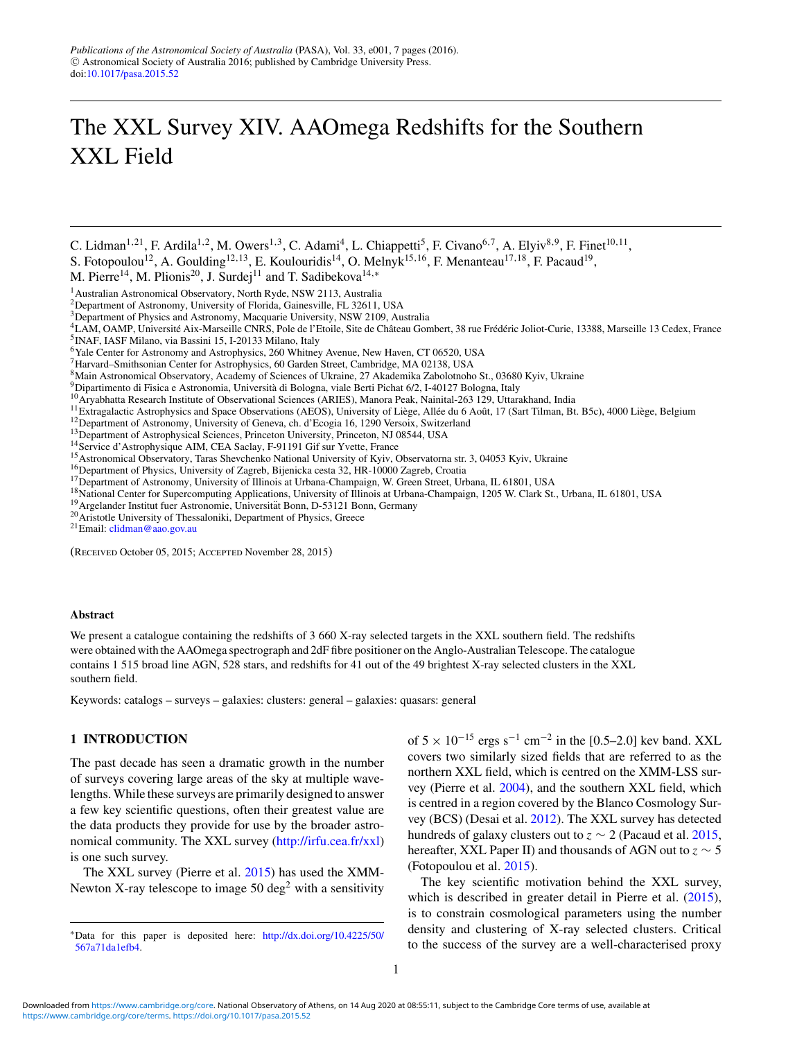# The XXL Survey XIV. AAOmega Redshifts for the Southern XXL Field

C. Lidman[1,21], F. Ardila[1,2], M. Owers[1,3], C. Adami[4], L. Chiappetti[5], F. Civano[6,7], A. Elyiv[8,9], F. Finet[10,11], S. Fotopoulou[12], A. Goulding[12,13], E. Koulouridis[14], O. Melnyk[15,16], F. Menanteau[17,18], F. Pacaud[19], M. Pierre[14], M. Plionis[20], J. Surdej[11] and T. Sadibekova[14,*]

[1]Australian Astronomical Observatory, North Ryde, NSW 2113, Australia
[2]Department of Astronomy, University of Florida, Gainesville, FL 32611, USA
[3]Department of Physics and Astronomy, Macquarie University, NSW 2109, Australia
[4]LAM, OAMP, Université Aix-Marseille CNRS, Pole de l'Etoile, Site de Château Gombert, 38 rue Frédéric Joliot-Curie, 13388, Marseille 13 Cedex, France
[5]INAF, IASF Milano, via Bassini 15, I-20133 Milano, Italy
[6]Yale Center for Astronomy and Astrophysics, 260 Whitney Avenue, New Haven, CT 06520, USA
[7]Harvard–Smithsonian Center for Astrophysics, 60 Garden Street, Cambridge, MA 02138, USA
[8]Main Astronomical Observatory, Academy of Sciences of Ukraine, 27 Akademika Zabolotnoho St., 03680 Kyiv, Ukraine
[9]Dipartimento di Fisica e Astronomia, Università di Bologna, viale Berti Pichat 6/2, I-40127 Bologna, Italy
[10]Aryabhatta Research Institute of Observational Sciences (ARIES), Manora Peak, Nainital-263 129, Uttarakhand, India
[11]Extragalactic Astrophysics and Space Observations (AEOS), University of Liège, Allée du 6 Août, 17 (Sart Tilman, Bt. B5c), 4000 Liège, Belgium
[12]Department of Astronomy, University of Geneva, ch. d'Ecogia 16, 1290 Versoix, Switzerland
[13]Department of Astrophysical Sciences, Princeton University, Princeton, NJ 08544, USA
[14]Service d'Astrophysique AIM, CEA Saclay, F-91191 Gif sur Yvette, France
[15]Astronomical Observatory, Taras Shevchenko National University of Kyiv, Observatorna str. 3, 04053 Kyiv, Ukraine
[16]Department of Physics, University of Zagreb, Bijenicka cesta 32, HR-10000 Zagreb, Croatia
[17]Department of Astronomy, University of Illinois at Urbana-Champaign, W. Green Street, Urbana, IL 61801, USA
[18]National Center for Supercomputing Applications, University of Illinois at Urbana-Champaign, 1205 W. Clark St., Urbana, IL 61801, USA
[19]Argelander Institut fuer Astronomie, Universität Bonn, D-53121 Bonn, Germany
[20]Aristotle University of Thessaloniki, Department of Physics, Greece
[21]Email: clidman@aao.gov.au

(Received October 05, 2015; Accepted November 28, 2015)

### Abstract

We present a catalogue containing the redshifts of 3 660 X-ray selected targets in the XXL southern field. The redshifts were obtained with the AAOmega spectrograph and 2dF fibre positioner on the Anglo-Australian Telescope. The catalogue contains 1 515 broad line AGN, 528 stars, and redshifts for 41 out of the 49 brightest X-ray selected clusters in the XXL southern field.

Keywords: catalogs – surveys – galaxies: clusters: general – galaxies: quasars: general

## 1 INTRODUCTION

The past decade has seen a dramatic growth in the number of surveys covering large areas of the sky at multiple wavelengths. While these surveys are primarily designed to answer a few key scientific questions, often their greatest value are the data products they provide for use by the broader astronomical community. The XXL survey (http://irfu.cea.fr/xxl) is one such survey.

The XXL survey (Pierre et al. 2015) has used the XMM-Newton X-ray telescope to image 50 deg$^2$ with a sensitivity of $5 \times 10^{-15}$ ergs s$^{-1}$ cm$^{-2}$ in the [0.5–2.0] kev band. XXL covers two similarly sized fields that are referred to as the northern XXL field, which is centred on the XMM-LSS survey (Pierre et al. 2004), and the southern XXL field, which is centred in a region covered by the Blanco Cosmology Survey (BCS) (Desai et al. 2012). The XXL survey has detected hundreds of galaxy clusters out to $z \sim 2$ (Pacaud et al. 2015, hereafter, XXL Paper II) and thousands of AGN out to $z \sim 5$ (Fotopoulou et al. 2015).

The key scientific motivation behind the XXL survey, which is described in greater detail in Pierre et al. (2015), is to constrain cosmological parameters using the number density and clustering of X-ray selected clusters. Critical to the success of the survey are a well-characterised proxy

*Data for this paper is deposited here: http://dx.doi.org/10.4225/50/567a71da1efb4.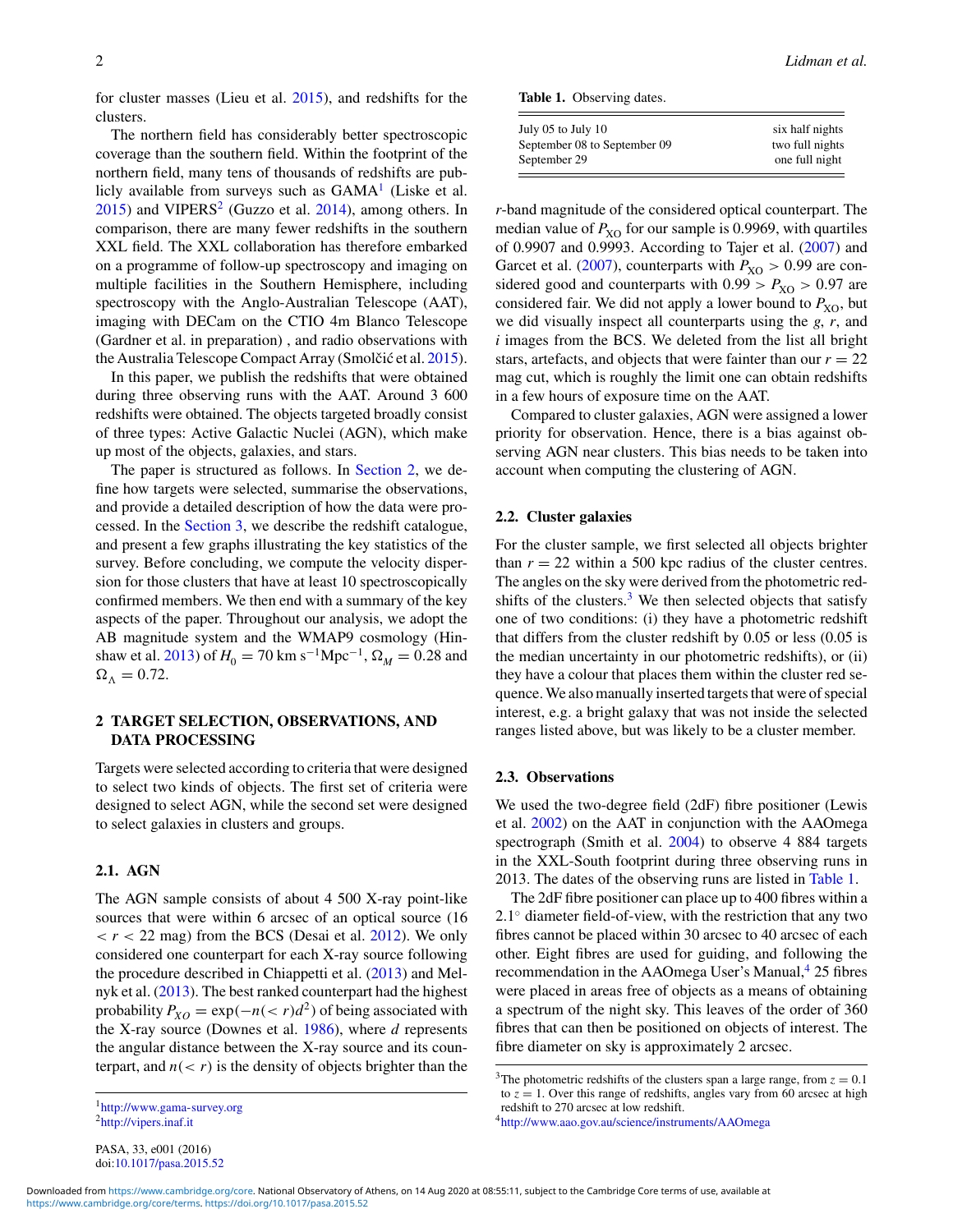for cluster masses (Lieu et al. 2015), and redshifts for the clusters.

The northern field has considerably better spectroscopic coverage than the southern field. Within the footprint of the northern field, many tens of thousands of redshifts are publicly available from surveys such as GAMA[1] (Liske et al. 2015) and VIPERS[2] (Guzzo et al. 2014), among others. In comparison, there are many fewer redshifts in the southern XXL field. The XXL collaboration has therefore embarked on a programme of follow-up spectroscopy and imaging on multiple facilities in the Southern Hemisphere, including spectroscopy with the Anglo-Australian Telescope (AAT), imaging with DECam on the CTIO 4m Blanco Telescope (Gardner et al. in preparation) , and radio observations with the Australia Telescope Compact Array (Smolčić et al. 2015).

In this paper, we publish the redshifts that were obtained during three observing runs with the AAT. Around 3 600 redshifts were obtained. The objects targeted broadly consist of three types: Active Galactic Nuclei (AGN), which make up most of the objects, galaxies, and stars.

The paper is structured as follows. In Section 2, we define how targets were selected, summarise the observations, and provide a detailed description of how the data were processed. In the Section 3, we describe the redshift catalogue, and present a few graphs illustrating the key statistics of the survey. Before concluding, we compute the velocity dispersion for those clusters that have at least 10 spectroscopically confirmed members. We then end with a summary of the key aspects of the paper. Throughout our analysis, we adopt the AB magnitude system and the WMAP9 cosmology (Hinshaw et al. 2013) of $H_0 = 70$ km s$^{-1}$Mpc$^{-1}$, $\Omega_M = 0.28$ and $\Omega_\Lambda = 0.72$.

## 2 TARGET SELECTION, OBSERVATIONS, AND DATA PROCESSING

Targets were selected according to criteria that were designed to select two kinds of objects. The first set of criteria were designed to select AGN, while the second set were designed to select galaxies in clusters and groups.

### 2.1. AGN

The AGN sample consists of about 4 500 X-ray point-like sources that were within 6 arcsec of an optical source ($16 < r < 22$ mag) from the BCS (Desai et al. 2012). We only considered one counterpart for each X-ray source following the procedure described in Chiappetti et al. (2013) and Melnyk et al. (2013). The best ranked counterpart had the highest probability $P_{XO} = \exp(-n(<r)d^2)$ of being associated with the X-ray source (Downes et al. 1986), where $d$ represents the angular distance between the X-ray source and its counterpart, and $n(<r)$ is the density of objects brighter than the $r$-band magnitude of the considered optical counterpart. The median value of $P_{\rm XO}$ for our sample is 0.9969, with quartiles of 0.9907 and 0.9993. According to Tajer et al. (2007) and Garcet et al. (2007), counterparts with $P_{\rm XO} > 0.99$ are considered good and counterparts with $0.99 > P_{\rm XO} > 0.97$ are considered fair. We did not apply a lower bound to $P_{\rm XO}$, but we did visually inspect all counterparts using the $g$, $r$, and $i$ images from the BCS. We deleted from the list all bright stars, artefacts, and objects that were fainter than our $r = 22$ mag cut, which is roughly the limit one can obtain redshifts in a few hours of exposure time on the AAT.

Compared to cluster galaxies, AGN were assigned a lower priority for observation. Hence, there is a bias against observing AGN near clusters. This bias needs to be taken into account when computing the clustering of AGN.

### 2.2. Cluster galaxies

For the cluster sample, we first selected all objects brighter than $r = 22$ within a 500 kpc radius of the cluster centres. The angles on the sky were derived from the photometric redshifts of the clusters.[3] We then selected objects that satisfy one of two conditions: (i) they have a photometric redshift that differs from the cluster redshift by 0.05 or less (0.05 is the median uncertainty in our photometric redshifts), or (ii) they have a colour that places them within the cluster red sequence. We also manually inserted targets that were of special interest, e.g. a bright galaxy that was not inside the selected ranges listed above, but was likely to be a cluster member.

### 2.3. Observations

We used the two-degree field (2dF) fibre positioner (Lewis et al. 2002) on the AAT in conjunction with the AAOmega spectrograph (Smith et al. 2004) to observe 4 884 targets in the XXL-South footprint during three observing runs in 2013. The dates of the observing runs are listed in Table 1.

**Table 1.** Observing dates.

| | |
|---|---|
| July 05 to July 10 | six half nights |
| September 08 to September 09 | two full nights |
| September 29 | one full night |

The 2dF fibre positioner can place up to 400 fibres within a 2.1° diameter field-of-view, with the restriction that any two fibres cannot be placed within 30 arcsec to 40 arcsec of each other. Eight fibres are used for guiding, and following the recommendation in the AAOmega User's Manual,[4] 25 fibres were placed in areas free of objects as a means of obtaining a spectrum of the night sky. This leaves of the order of 360 fibres that can then be positioned on objects of interest. The fibre diameter on sky is approximately 2 arcsec.

[1] http://www.gama-survey.org
[2] http://vipers.inaf.it
[3] The photometric redshifts of the clusters span a large range, from $z = 0.1$ to $z = 1$. Over this range of redshifts, angles vary from 60 arcsec at high redshift to 270 arcsec at low redshift.
[4] http://www.aao.gov.au/science/instruments/AAOmega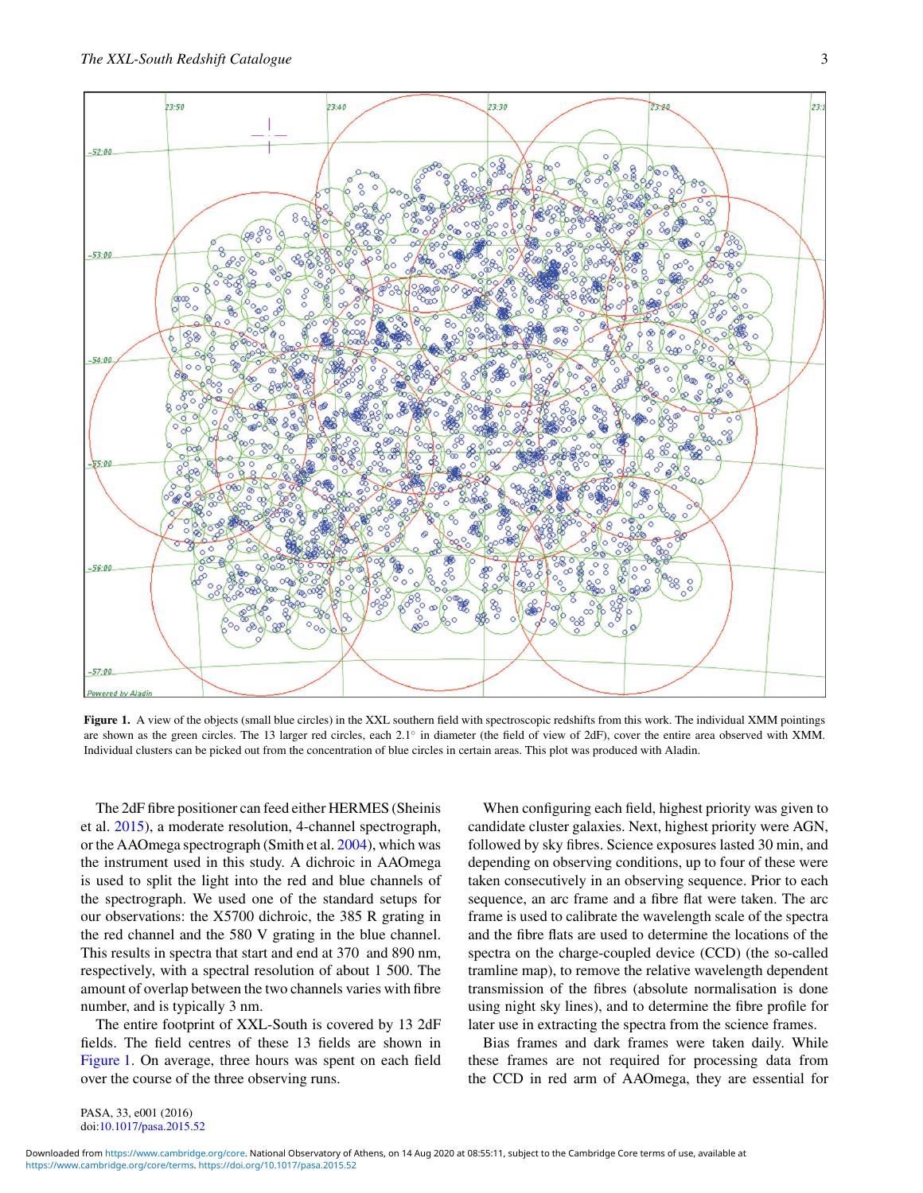**Figure 1.** A view of the objects (small blue circles) in the XXL southern field with spectroscopic redshifts from this work. The individual XMM pointings are shown as the green circles. The 13 larger red circles, each 2.1° in diameter (the field of view of 2dF), cover the entire area observed with XMM. Individual clusters can be picked out from the concentration of blue circles in certain areas. This plot was produced with Aladin.

The 2dF fibre positioner can feed either HERMES (Sheinis et al. 2015), a moderate resolution, 4-channel spectrograph, or the AAOmega spectrograph (Smith et al. 2004), which was the instrument used in this study. A dichroic in AAOmega is used to split the light into the red and blue channels of the spectrograph. We used one of the standard setups for our observations: the X5700 dichroic, the 385 R grating in the red channel and the 580 V grating in the blue channel. This results in spectra that start and end at 370 and 890 nm, respectively, with a spectral resolution of about 1 500. The amount of overlap between the two channels varies with fibre number, and is typically 3 nm.

The entire footprint of XXL-South is covered by 13 2dF fields. The field centres of these 13 fields are shown in Figure 1. On average, three hours was spent on each field over the course of the three observing runs.

When configuring each field, highest priority was given to candidate cluster galaxies. Next, highest priority were AGN, followed by sky fibres. Science exposures lasted 30 min, and depending on observing conditions, up to four of these were taken consecutively in an observing sequence. Prior to each sequence, an arc frame and a fibre flat were taken. The arc frame is used to calibrate the wavelength scale of the spectra and the fibre flats are used to determine the locations of the spectra on the charge-coupled device (CCD) (the so-called tramline map), to remove the relative wavelength dependent transmission of the fibres (absolute normalisation is done using night sky lines), and to determine the fibre profile for later use in extracting the spectra from the science frames.

Bias frames and dark frames were taken daily. While these frames are not required for processing data from the CCD in red arm of AAOmega, they are essential for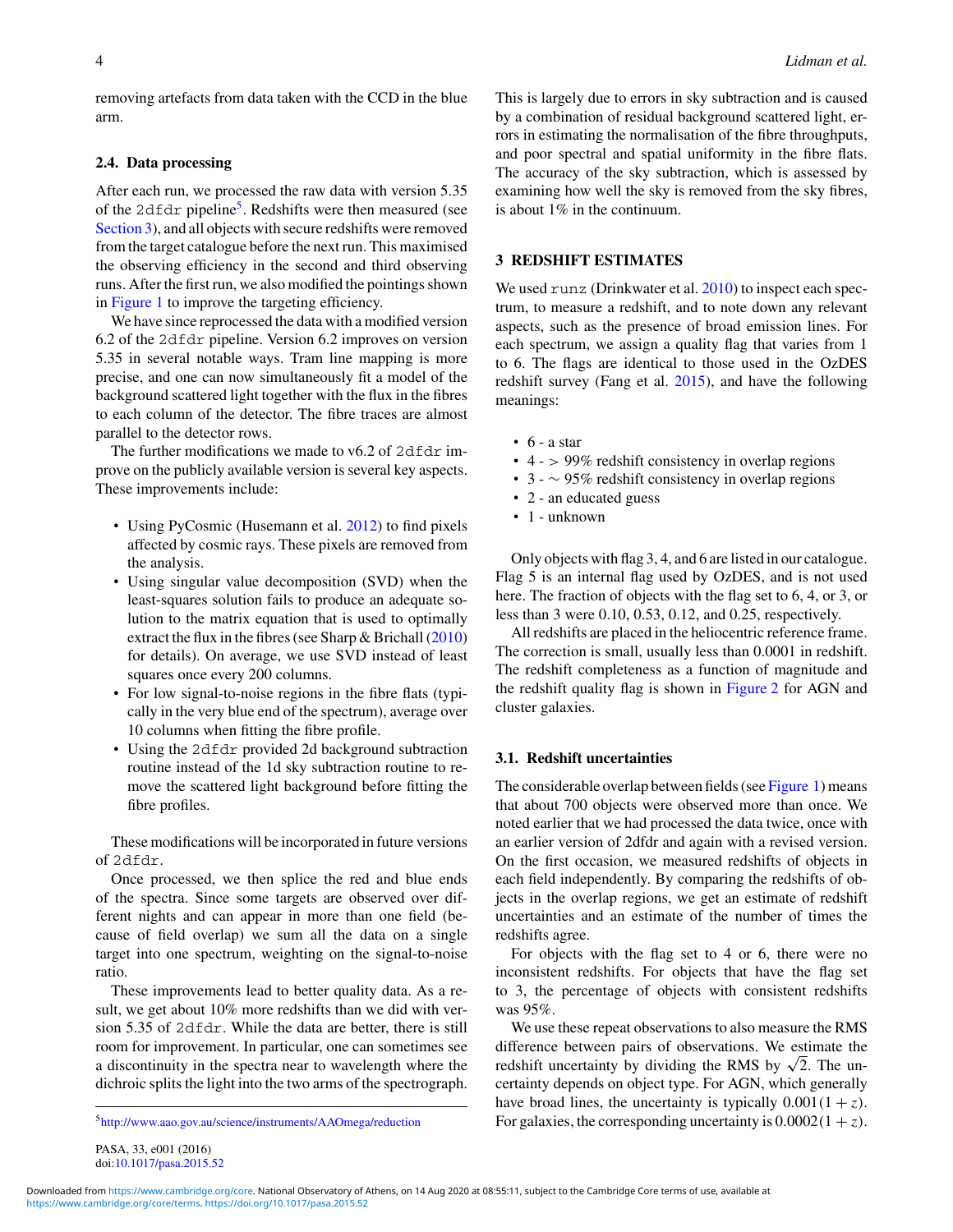removing artefacts from data taken with the CCD in the blue arm.

### 2.4. Data processing

After each run, we processed the raw data with version 5.35 of the 2dfdr pipeline[5]. Redshifts were then measured (see Section 3), and all objects with secure redshifts were removed from the target catalogue before the next run. This maximised the observing efficiency in the second and third observing runs. After the first run, we also modified the pointings shown in Figure 1 to improve the targeting efficiency.

We have since reprocessed the data with a modified version 6.2 of the 2dfdr pipeline. Version 6.2 improves on version 5.35 in several notable ways. Tram line mapping is more precise, and one can now simultaneously fit a model of the background scattered light together with the flux in the fibres to each column of the detector. The fibre traces are almost parallel to the detector rows.

The further modifications we made to v6.2 of 2dfdr improve on the publicly available version is several key aspects. These improvements include:

- Using PyCosmic (Husemann et al. 2012) to find pixels affected by cosmic rays. These pixels are removed from the analysis.
- Using singular value decomposition (SVD) when the least-squares solution fails to produce an adequate solution to the matrix equation that is used to optimally extract the flux in the fibres (see Sharp & Brichall (2010) for details). On average, we use SVD instead of least squares once every 200 columns.
- For low signal-to-noise regions in the fibre flats (typically in the very blue end of the spectrum), average over 10 columns when fitting the fibre profile.
- Using the 2dfdr provided 2d background subtraction routine instead of the 1d sky subtraction routine to remove the scattered light background before fitting the fibre profiles.

These modifications will be incorporated in future versions of 2dfdr.

Once processed, we then splice the red and blue ends of the spectra. Since some targets are observed over different nights and can appear in more than one field (because of field overlap) we sum all the data on a single target into one spectrum, weighting on the signal-to-noise ratio.

These improvements lead to better quality data. As a result, we get about 10% more redshifts than we did with version 5.35 of 2dfdr. While the data are better, there is still room for improvement. In particular, one can sometimes see a discontinuity in the spectra near to wavelength where the dichroic splits the light into the two arms of the spectrograph. This is largely due to errors in sky subtraction and is caused by a combination of residual background scattered light, errors in estimating the normalisation of the fibre throughputs, and poor spectral and spatial uniformity in the fibre flats. The accuracy of the sky subtraction, which is assessed by examining how well the sky is removed from the sky fibres, is about 1% in the continuum.

[5] http://www.aao.gov.au/science/instruments/AAOmega/reduction

## 3 REDSHIFT ESTIMATES

We used runz (Drinkwater et al. 2010) to inspect each spectrum, to measure a redshift, and to note down any relevant aspects, such as the presence of broad emission lines. For each spectrum, we assign a quality flag that varies from 1 to 6. The flags are identical to those used in the OzDES redshift survey (Fang et al. 2015), and have the following meanings:

- 6 - a star
- 4 - > 99% redshift consistency in overlap regions
- 3 - ∼ 95% redshift consistency in overlap regions
- 2 - an educated guess
- 1 - unknown

Only objects with flag 3, 4, and 6 are listed in our catalogue. Flag 5 is an internal flag used by OzDES, and is not used here. The fraction of objects with the flag set to 6, 4, or 3, or less than 3 were 0.10, 0.53, 0.12, and 0.25, respectively.

All redshifts are placed in the heliocentric reference frame. The correction is small, usually less than 0.0001 in redshift. The redshift completeness as a function of magnitude and the redshift quality flag is shown in Figure 2 for AGN and cluster galaxies.

### 3.1. Redshift uncertainties

The considerable overlap between fields (see Figure 1) means that about 700 objects were observed more than once. We noted earlier that we had processed the data twice, once with an earlier version of 2dfdr and again with a revised version. On the first occasion, we measured redshifts of objects in each field independently. By comparing the redshifts of objects in the overlap regions, we get an estimate of redshift uncertainties and an estimate of the number of times the redshifts agree.

For objects with the flag set to 4 or 6, there were no inconsistent redshifts. For objects that have the flag set to 3, the percentage of objects with consistent redshifts was 95%.

We use these repeat observations to also measure the RMS difference between pairs of observations. We estimate the redshift uncertainty by dividing the RMS by $\sqrt{2}$. The uncertainty depends on object type. For AGN, which generally have broad lines, the uncertainty is typically $0.001(1+z)$. For galaxies, the corresponding uncertainty is $0.0002(1+z)$.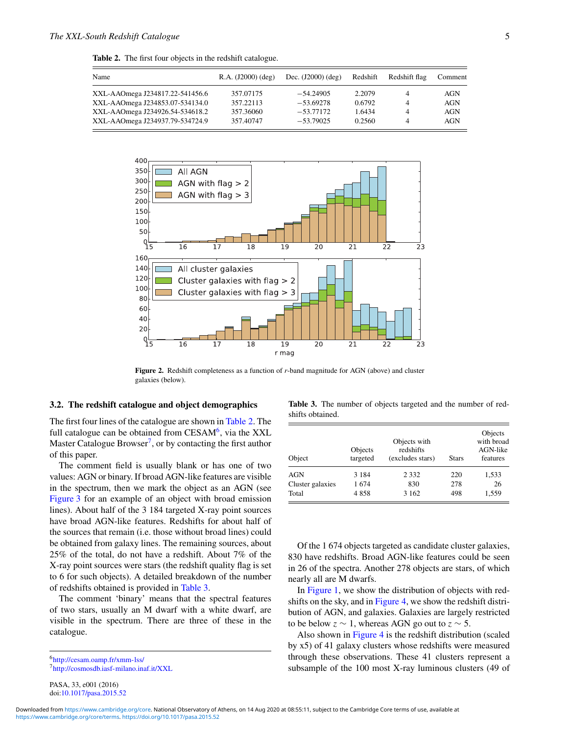**Table 2.** The first four objects in the redshift catalogue.

| Name | R.A. (J2000) (deg) | Dec. (J2000) (deg) | Redshift | Redshift flag | Comment |
|---|---|---|---|---|---|
| XXL-AAOmega J234817.22-541456.6 | 357.07175 | −54.24905 | 2.2079 | 4 | AGN |
| XXL-AAOmega J234853.07-534134.0 | 357.22113 | −53.69278 | 0.6792 | 4 | AGN |
| XXL-AAOmega J234926.54-534618.2 | 357.36060 | −53.77172 | 1.6434 | 4 | AGN |
| XXL-AAOmega J234937.79-534724.9 | 357.40747 | −53.79025 | 0.2560 | 4 | AGN |

**Figure 2.** Redshift completeness as a function of *r*-band magnitude for AGN (above) and cluster galaxies (below).

### 3.2. The redshift catalogue and object demographics

The first four lines of the catalogue are shown in Table 2. The full catalogue can be obtained from CESAM[6], via the XXL Master Catalogue Browser[7], or by contacting the first author of this paper.

The comment field is usually blank or has one of two values: AGN or binary. If broad AGN-like features are visible in the spectrum, then we mark the object as an AGN (see Figure 3 for an example of an object with broad emission lines). About half of the 3 184 targeted X-ray point sources have broad AGN-like features. Redshifts for about half of the sources that remain (i.e. those without broad lines) could be obtained from galaxy lines. The remaining sources, about 25% of the total, do not have a redshift. About 7% of the X-ray point sources were stars (the redshift quality flag is set to 6 for such objects). A detailed breakdown of the number of redshifts obtained is provided in Table 3.

The comment 'binary' means that the spectral features of two stars, usually an M dwarf with a white dwarf, are visible in the spectrum. There are three of these in the catalogue.

[6] http://cesam.oamp.fr/xmm-lss/

[7] http://cosmosdb.iasf-milano.inaf.it/XXL

**Table 3.** The number of objects targeted and the number of redshifts obtained.

| Object | Objects targeted | Objects with redshifts (excludes stars) | Stars | Objects with broad AGN-like features |
|---|---|---|---|---|
| AGN | 3 184 | 2 332 | 220 | 1,533 |
| Cluster galaxies | 1 674 | 830 | 278 | 26 |
| Total | 4 858 | 3 162 | 498 | 1,559 |

Of the 1 674 objects targeted as candidate cluster galaxies, 830 have redshifts. Broad AGN-like features could be seen in 26 of the spectra. Another 278 objects are stars, of which nearly all are M dwarfs.

In Figure 1, we show the distribution of objects with redshifts on the sky, and in Figure 4, we show the redshift distribution of AGN, and galaxies. Galaxies are largely restricted to be below $z \sim 1$, whereas AGN go out to $z \sim 5$.

Also shown in Figure 4 is the redshift distribution (scaled by x5) of 41 galaxy clusters whose redshifts were measured through these observations. These 41 clusters represent a subsample of the 100 most X-ray luminous clusters (49 of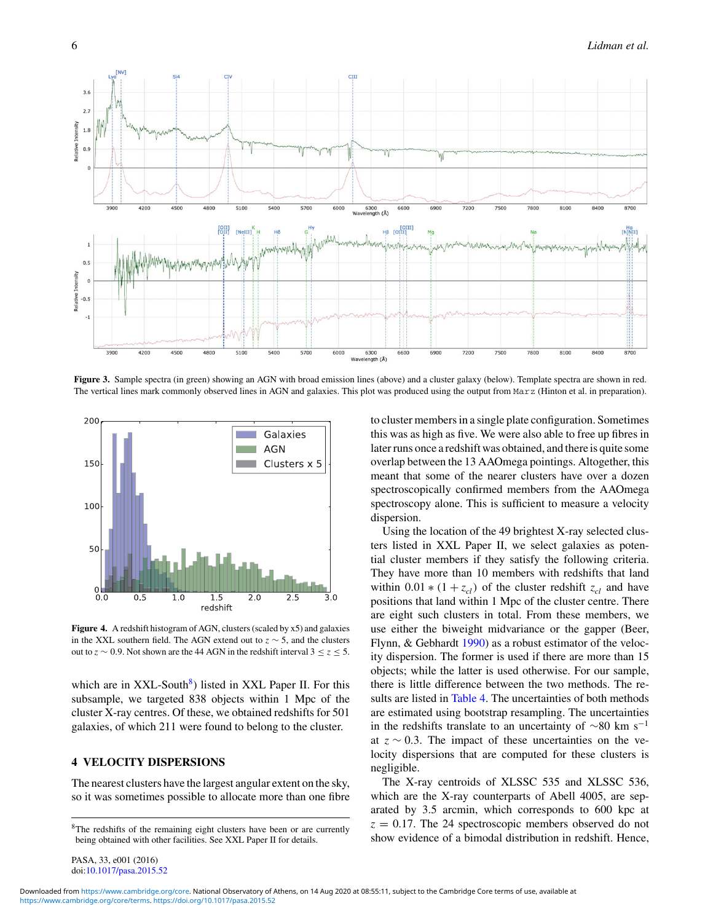**Figure 3.** Sample spectra (in green) showing an AGN with broad emission lines (above) and a cluster galaxy (below). Template spectra are shown in red. The vertical lines mark commonly observed lines in AGN and galaxies. This plot was produced using the output from `Marz` (Hinton et al. in preparation).

**Figure 4.** A redshift histogram of AGN, clusters (scaled by x5) and galaxies in the XXL southern field. The AGN extend out to $z \sim 5$, and the clusters out to $z \sim 0.9$. Not shown are the 44 AGN in the redshift interval $3 \leq z \leq 5$.

which are in XXL-South[8]) listed in XXL Paper II. For this subsample, we targeted 838 objects within 1 Mpc of the cluster X-ray centres. Of these, we obtained redshifts for 501 galaxies, of which 211 were found to belong to the cluster.

## 4 VELOCITY DISPERSIONS

The nearest clusters have the largest angular extent on the sky, so it was sometimes possible to allocate more than one fibre to cluster members in a single plate configuration. Sometimes this was as high as five. We were also able to free up fibres in later runs once a redshift was obtained, and there is quite some overlap between the 13 AAOmega pointings. Altogether, this meant that some of the nearer clusters have over a dozen spectroscopically confirmed members from the AAOmega spectroscopy alone. This is sufficient to measure a velocity dispersion.

Using the location of the 49 brightest X-ray selected clusters listed in XXL Paper II, we select galaxies as potential cluster members if they satisfy the following criteria. They have more than 10 members with redshifts that land within $0.01 * (1 + z_{cl})$ of the cluster redshift $z_{cl}$ and have positions that land within 1 Mpc of the cluster centre. There are eight such clusters in total. From these members, we use either the biweight midvariance or the gapper (Beer, Flynn, & Gebhardt 1990) as a robust estimator of the velocity dispersion. The former is used if there are more than 15 objects; while the latter is used otherwise. For our sample, there is little difference between the two methods. The results are listed in Table 4. The uncertainties of both methods are estimated using bootstrap resampling. The uncertainties in the redshifts translate to an uncertainty of $\sim$80 km s$^{-1}$ at $z \sim 0.3$. The impact of these uncertainties on the velocity dispersions that are computed for these clusters is negligible.

The X-ray centroids of XLSSC 535 and XLSSC 536, which are the X-ray counterparts of Abell 4005, are separated by 3.5 arcmin, which corresponds to 600 kpc at $z = 0.17$. The 24 spectroscopic members observed do not show evidence of a bimodal distribution in redshift. Hence,

[8]The redshifts of the remaining eight clusters have been or are currently being obtained with other facilities. See XXL Paper II for details.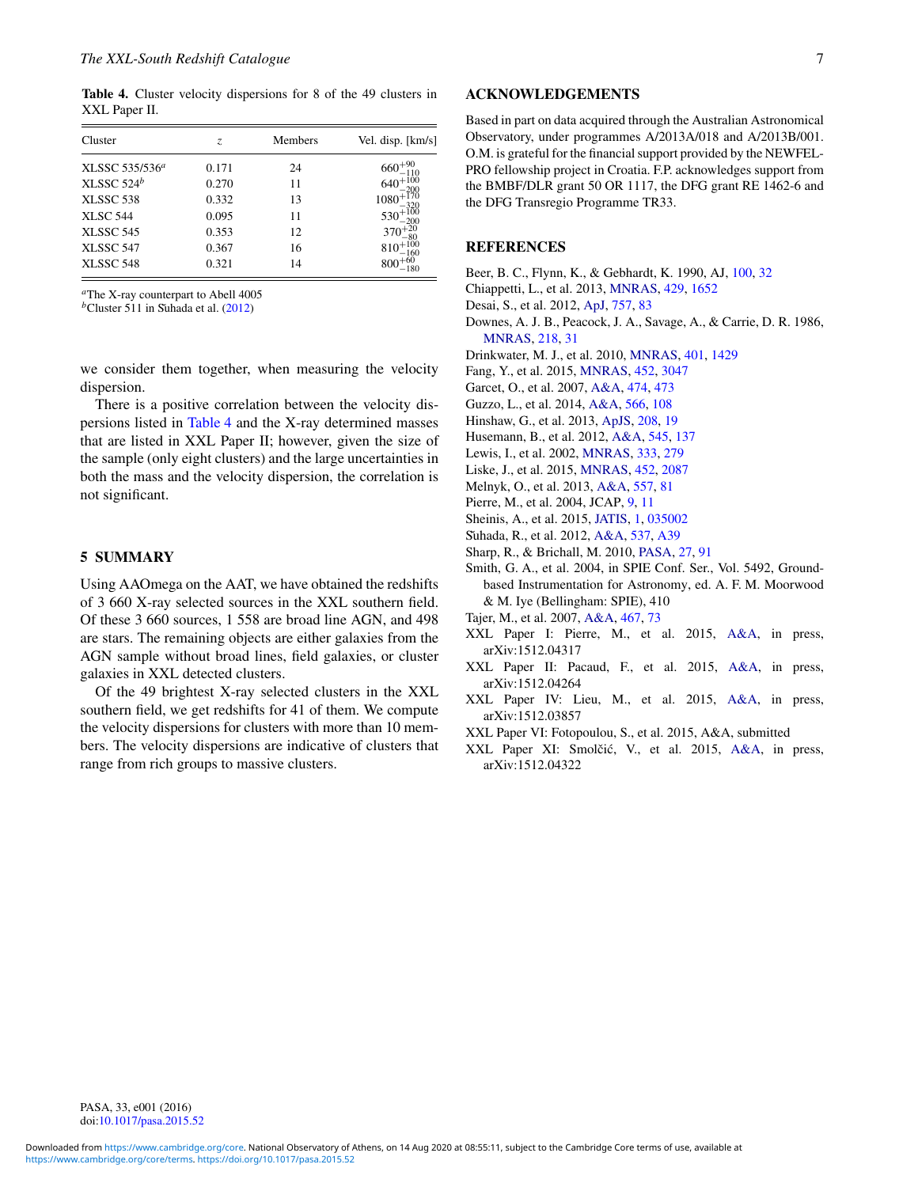**Table 4.** Cluster velocity dispersions for 8 of the 49 clusters in XXL Paper II.

| Cluster | $z$ | Members | Vel. disp. [km/s] |
|---|---|---|---|
| XLSSC 535/536[a] | 0.171 | 24 | $660^{+90}_{-110}$ |
| XLSSC 524[b] | 0.270 | 11 | $640^{+100}_{-200}$ |
| XLSSC 538 | 0.332 | 13 | $1080^{+170}_{-320}$ |
| XLSC 544 | 0.095 | 11 | $530^{+100}_{-200}$ |
| XLSSC 545 | 0.353 | 12 | $370^{+20}_{-80}$ |
| XLSSC 547 | 0.367 | 16 | $810^{+100}_{-160}$ |
| XLSSC 548 | 0.321 | 14 | $800^{+60}_{-180}$ |

[a]The X-ray counterpart to Abell 4005

[b]Cluster 511 in Suhada et al. (2012)

we consider them together, when measuring the velocity dispersion.

There is a positive correlation between the velocity dispersions listed in Table 4 and the X-ray determined masses that are listed in XXL Paper II; however, given the size of the sample (only eight clusters) and the large uncertainties in both the mass and the velocity dispersion, the correlation is not significant.

## 5 SUMMARY

Using AAOmega on the AAT, we have obtained the redshifts of 3 660 X-ray selected sources in the XXL southern field. Of these 3 660 sources, 1 558 are broad line AGN, and 498 are stars. The remaining objects are either galaxies from the AGN sample without broad lines, field galaxies, or cluster galaxies in XXL detected clusters.

Of the 49 brightest X-ray selected clusters in the XXL southern field, we get redshifts for 41 of them. We compute the velocity dispersions for clusters with more than 10 members. The velocity dispersions are indicative of clusters that range from rich groups to massive clusters.

## ACKNOWLEDGEMENTS

Based in part on data acquired through the Australian Astronomical Observatory, under programmes A/2013A/018 and A/2013B/001. O.M. is grateful for the financial support provided by the NEWFELPRO fellowship project in Croatia. F.P. acknowledges support from the BMBF/DLR grant 50 OR 1117, the DFG grant RE 1462-6 and the DFG Transregio Programme TR33.

## REFERENCES

Beer, B. C., Flynn, K., & Gebhardt, K. 1990, AJ, 100, 32
Chiappetti, L., et al. 2013, MNRAS, 429, 1652
Desai, S., et al. 2012, ApJ, 757, 83
Downes, A. J. B., Peacock, J. A., Savage, A., & Carrie, D. R. 1986, MNRAS, 218, 31
Drinkwater, M. J., et al. 2010, MNRAS, 401, 1429
Fang, Y., et al. 2015, MNRAS, 452, 3047
Garcet, O., et al. 2007, A&A, 474, 473
Guzzo, L., et al. 2014, A&A, 566, 108
Hinshaw, G., et al. 2013, ApJS, 208, 19
Husemann, B., et al. 2012, A&A, 545, 137
Lewis, I., et al. 2002, MNRAS, 333, 279
Liske, J., et al. 2015, MNRAS, 452, 2087
Melnyk, O., et al. 2013, A&A, 557, 81
Pierre, M., et al. 2004, JCAP, 9, 11
Sheinis, A., et al. 2015, JATIS, 1, 035002
Suhada, R., et al. 2012, A&A, 537, A39
Sharp, R., & Brichall, M. 2010, PASA, 27, 91
Smith, G. A., et al. 2004, in SPIE Conf. Ser., Vol. 5492, Ground-based Instrumentation for Astronomy, ed. A. F. M. Moorwood & M. Iye (Bellingham: SPIE), 410
Tajer, M., et al. 2007, A&A, 467, 73
XXL Paper I: Pierre, M., et al. 2015, A&A, in press, arXiv:1512.04317
XXL Paper II: Pacaud, F., et al. 2015, A&A, in press, arXiv:1512.04264
XXL Paper IV: Lieu, M., et al. 2015, A&A, in press, arXiv:1512.03857
XXL Paper VI: Fotopoulou, S., et al. 2015, A&A, submitted
XXL Paper XI: Smolčić, V., et al. 2015, A&A, in press, arXiv:1512.04322